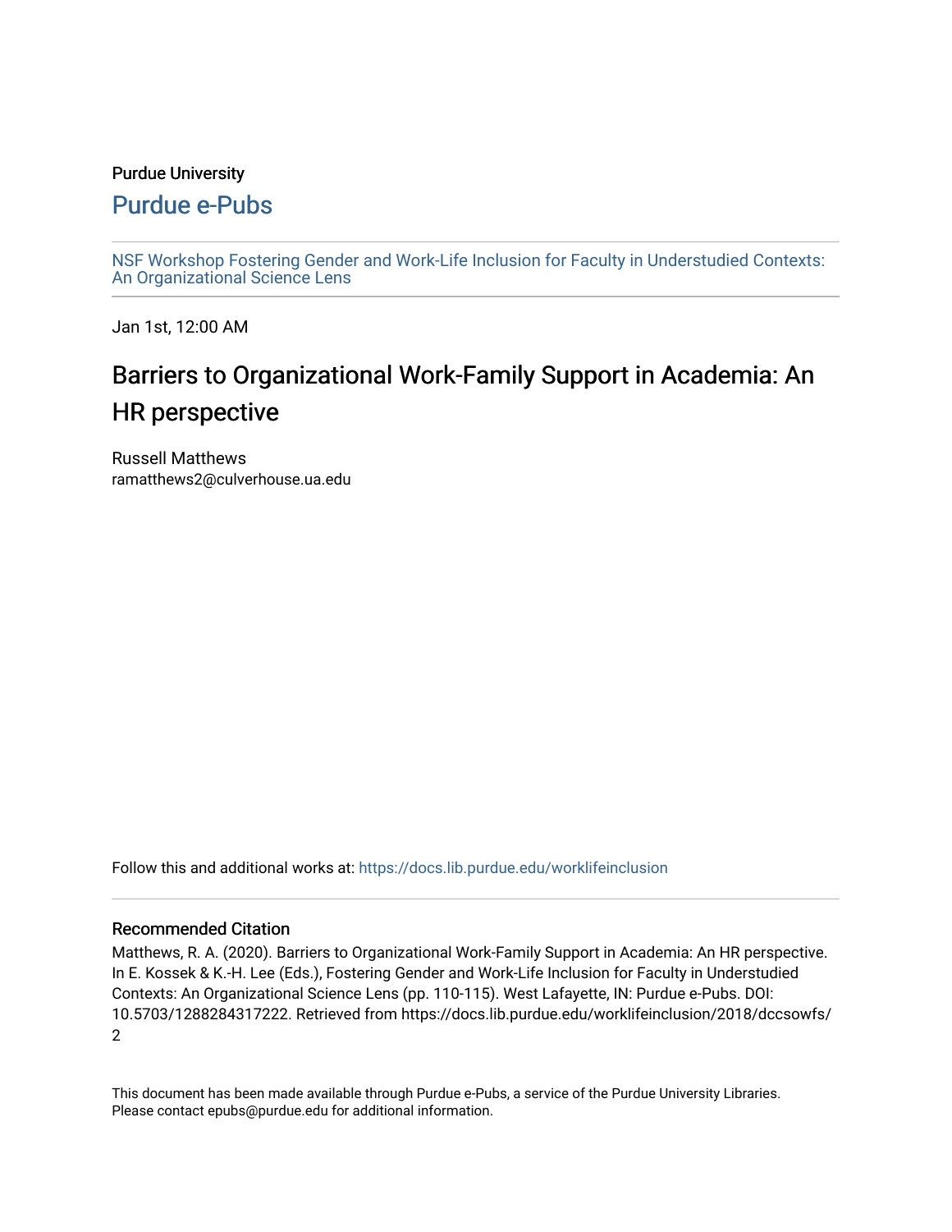Purdue University

# Purdue e-Pubs

NSF Workshop Fostering Gender and Work-Life Inclusion for Faculty in Understudied Contexts: An Organizational Science Lens

Jan 1st, 12:00 AM

# Barriers to Organizational Work-Family Support in Academia: An HR perspective

Russell Matthews
ramatthews2@culverhouse.ua.edu

Follow this and additional works at: https://docs.lib.purdue.edu/worklifeinclusion

## Recommended Citation

Matthews, R. A. (2020). Barriers to Organizational Work-Family Support in Academia: An HR perspective. In E. Kossek & K.-H. Lee (Eds.), Fostering Gender and Work-Life Inclusion for Faculty in Understudied Contexts: An Organizational Science Lens (pp. 110-115). West Lafayette, IN: Purdue e-Pubs. DOI: 10.5703/1288284317222. Retrieved from https://docs.lib.purdue.edu/worklifeinclusion/2018/dccsowfs/2

This document has been made available through Purdue e-Pubs, a service of the Purdue University Libraries. Please contact epubs@purdue.edu for additional information.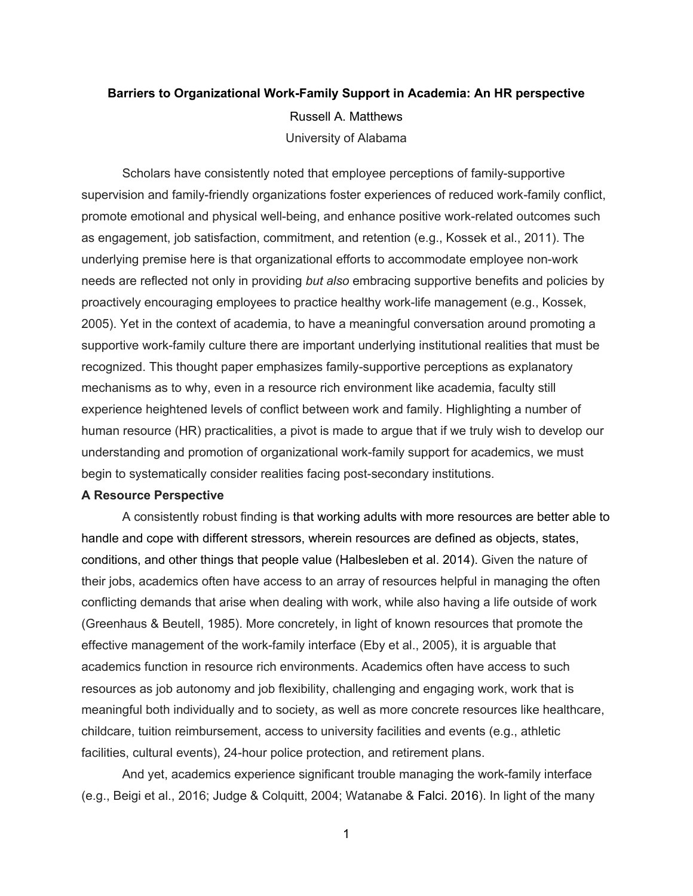**Barriers to Organizational Work-Family Support in Academia: An HR perspective**

Russell A. Matthews

University of Alabama

Scholars have consistently noted that employee perceptions of family-supportive supervision and family-friendly organizations foster experiences of reduced work-family conflict, promote emotional and physical well-being, and enhance positive work-related outcomes such as engagement, job satisfaction, commitment, and retention (e.g., Kossek et al., 2011). The underlying premise here is that organizational efforts to accommodate employee non-work needs are reflected not only in providing *but also* embracing supportive benefits and policies by proactively encouraging employees to practice healthy work-life management (e.g., Kossek, 2005). Yet in the context of academia, to have a meaningful conversation around promoting a supportive work-family culture there are important underlying institutional realities that must be recognized. This thought paper emphasizes family-supportive perceptions as explanatory mechanisms as to why, even in a resource rich environment like academia, faculty still experience heightened levels of conflict between work and family. Highlighting a number of human resource (HR) practicalities, a pivot is made to argue that if we truly wish to develop our understanding and promotion of organizational work-family support for academics, we must begin to systematically consider realities facing post-secondary institutions.

**A Resource Perspective**

A consistently robust finding is that working adults with more resources are better able to handle and cope with different stressors, wherein resources are defined as objects, states, conditions, and other things that people value (Halbesleben et al. 2014). Given the nature of their jobs, academics often have access to an array of resources helpful in managing the often conflicting demands that arise when dealing with work, while also having a life outside of work (Greenhaus & Beutell, 1985). More concretely, in light of known resources that promote the effective management of the work-family interface (Eby et al., 2005), it is arguable that academics function in resource rich environments. Academics often have access to such resources as job autonomy and job flexibility, challenging and engaging work, work that is meaningful both individually and to society, as well as more concrete resources like healthcare, childcare, tuition reimbursement, access to university facilities and events (e.g., athletic facilities, cultural events), 24-hour police protection, and retirement plans.

And yet, academics experience significant trouble managing the work-family interface (e.g., Beigi et al., 2016; Judge & Colquitt, 2004; Watanabe & Falci. 2016). In light of the many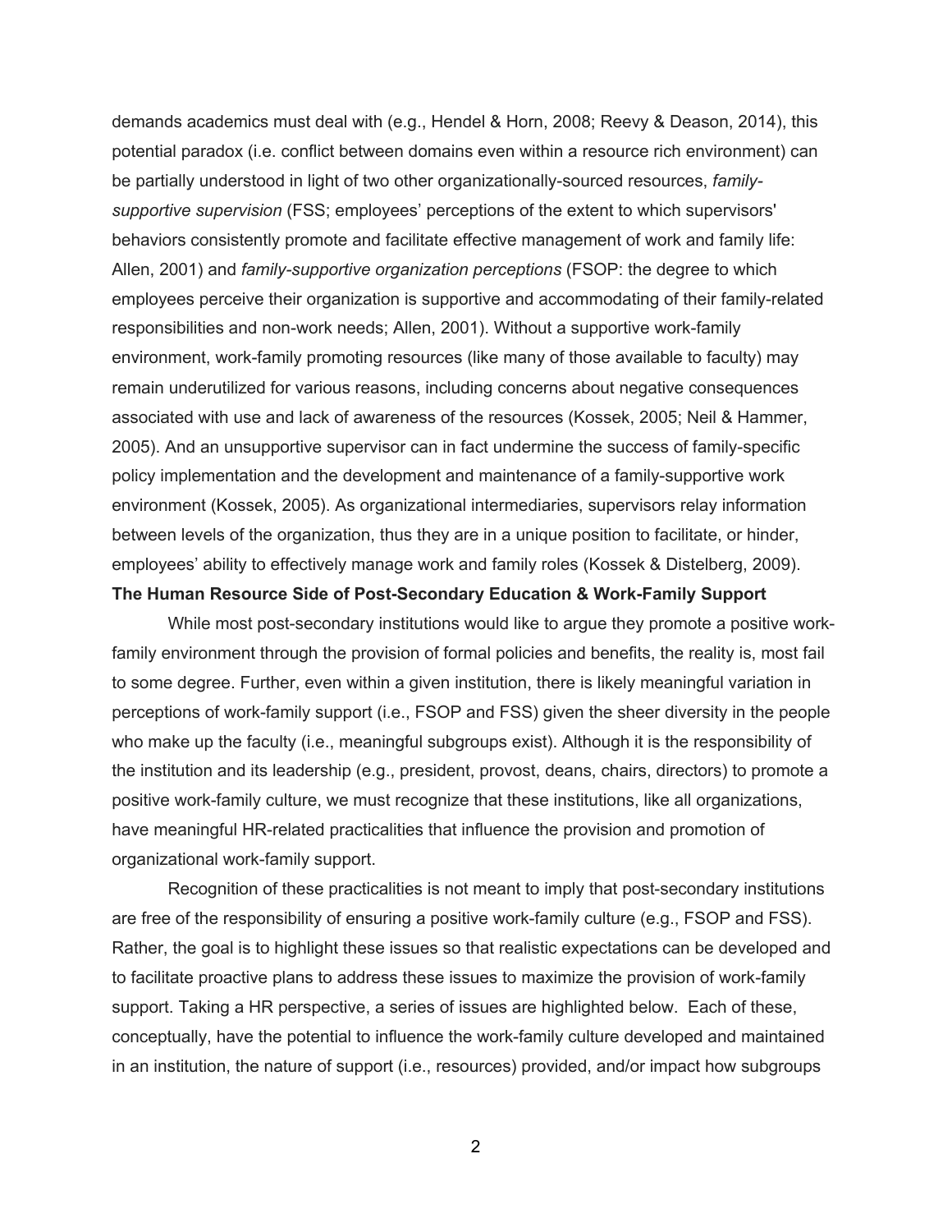demands academics must deal with (e.g., Hendel & Horn, 2008; Reevy & Deason, 2014), this potential paradox (i.e. conflict between domains even within a resource rich environment) can be partially understood in light of two other organizationally-sourced resources, *family-supportive supervision* (FSS; employees' perceptions of the extent to which supervisors' behaviors consistently promote and facilitate effective management of work and family life: Allen, 2001) and *family-supportive organization perceptions* (FSOP: the degree to which employees perceive their organization is supportive and accommodating of their family-related responsibilities and non-work needs; Allen, 2001). Without a supportive work-family environment, work-family promoting resources (like many of those available to faculty) may remain underutilized for various reasons, including concerns about negative consequences associated with use and lack of awareness of the resources (Kossek, 2005; Neil & Hammer, 2005). And an unsupportive supervisor can in fact undermine the success of family-specific policy implementation and the development and maintenance of a family-supportive work environment (Kossek, 2005). As organizational intermediaries, supervisors relay information between levels of the organization, thus they are in a unique position to facilitate, or hinder, employees' ability to effectively manage work and family roles (Kossek & Distelberg, 2009).

**The Human Resource Side of Post-Secondary Education & Work-Family Support**

While most post-secondary institutions would like to argue they promote a positive work-family environment through the provision of formal policies and benefits, the reality is, most fail to some degree. Further, even within a given institution, there is likely meaningful variation in perceptions of work-family support (i.e., FSOP and FSS) given the sheer diversity in the people who make up the faculty (i.e., meaningful subgroups exist). Although it is the responsibility of the institution and its leadership (e.g., president, provost, deans, chairs, directors) to promote a positive work-family culture, we must recognize that these institutions, like all organizations, have meaningful HR-related practicalities that influence the provision and promotion of organizational work-family support.

Recognition of these practicalities is not meant to imply that post-secondary institutions are free of the responsibility of ensuring a positive work-family culture (e.g., FSOP and FSS). Rather, the goal is to highlight these issues so that realistic expectations can be developed and to facilitate proactive plans to address these issues to maximize the provision of work-family support. Taking a HR perspective, a series of issues are highlighted below. Each of these, conceptually, have the potential to influence the work-family culture developed and maintained in an institution, the nature of support (i.e., resources) provided, and/or impact how subgroups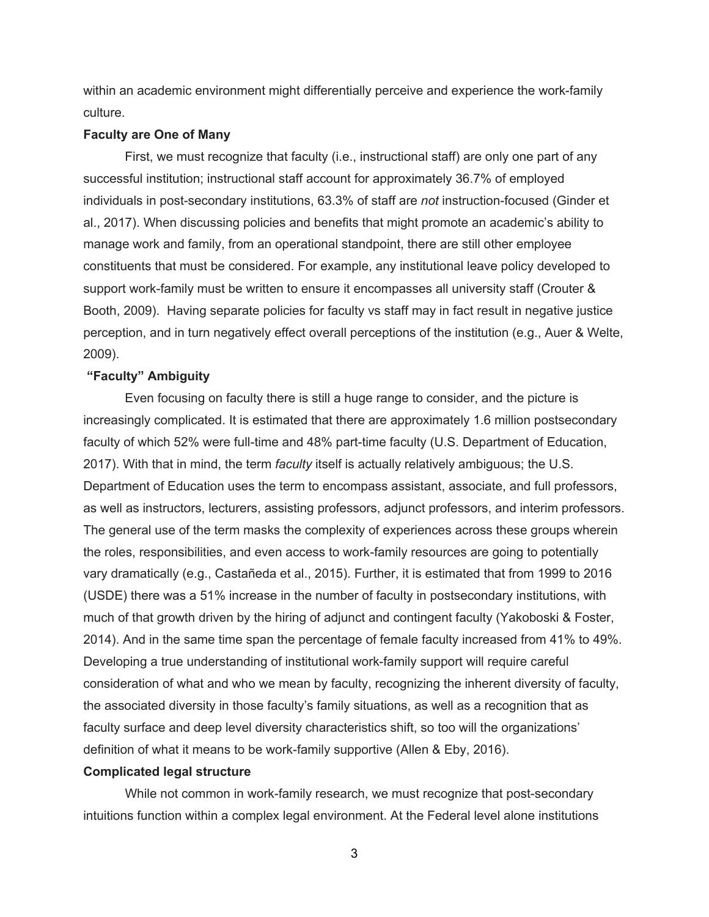within an academic environment might differentially perceive and experience the work-family culture.

**Faculty are One of Many**

First, we must recognize that faculty (i.e., instructional staff) are only one part of any successful institution; instructional staff account for approximately 36.7% of employed individuals in post-secondary institutions, 63.3% of staff are *not* instruction-focused (Ginder et al., 2017). When discussing policies and benefits that might promote an academic's ability to manage work and family, from an operational standpoint, there are still other employee constituents that must be considered. For example, any institutional leave policy developed to support work-family must be written to ensure it encompasses all university staff (Crouter & Booth, 2009). Having separate policies for faculty vs staff may in fact result in negative justice perception, and in turn negatively effect overall perceptions of the institution (e.g., Auer & Welte, 2009).

**"Faculty" Ambiguity**

Even focusing on faculty there is still a huge range to consider, and the picture is increasingly complicated. It is estimated that there are approximately 1.6 million postsecondary faculty of which 52% were full-time and 48% part-time faculty (U.S. Department of Education, 2017). With that in mind, the term *faculty* itself is actually relatively ambiguous; the U.S. Department of Education uses the term to encompass assistant, associate, and full professors, as well as instructors, lecturers, assisting professors, adjunct professors, and interim professors. The general use of the term masks the complexity of experiences across these groups wherein the roles, responsibilities, and even access to work-family resources are going to potentially vary dramatically (e.g., Castañeda et al., 2015). Further, it is estimated that from 1999 to 2016 (USDE) there was a 51% increase in the number of faculty in postsecondary institutions, with much of that growth driven by the hiring of adjunct and contingent faculty (Yakoboski & Foster, 2014). And in the same time span the percentage of female faculty increased from 41% to 49%. Developing a true understanding of institutional work-family support will require careful consideration of what and who we mean by faculty, recognizing the inherent diversity of faculty, the associated diversity in those faculty's family situations, as well as a recognition that as faculty surface and deep level diversity characteristics shift, so too will the organizations' definition of what it means to be work-family supportive (Allen & Eby, 2016).

**Complicated legal structure**

While not common in work-family research, we must recognize that post-secondary intuitions function within a complex legal environment. At the Federal level alone institutions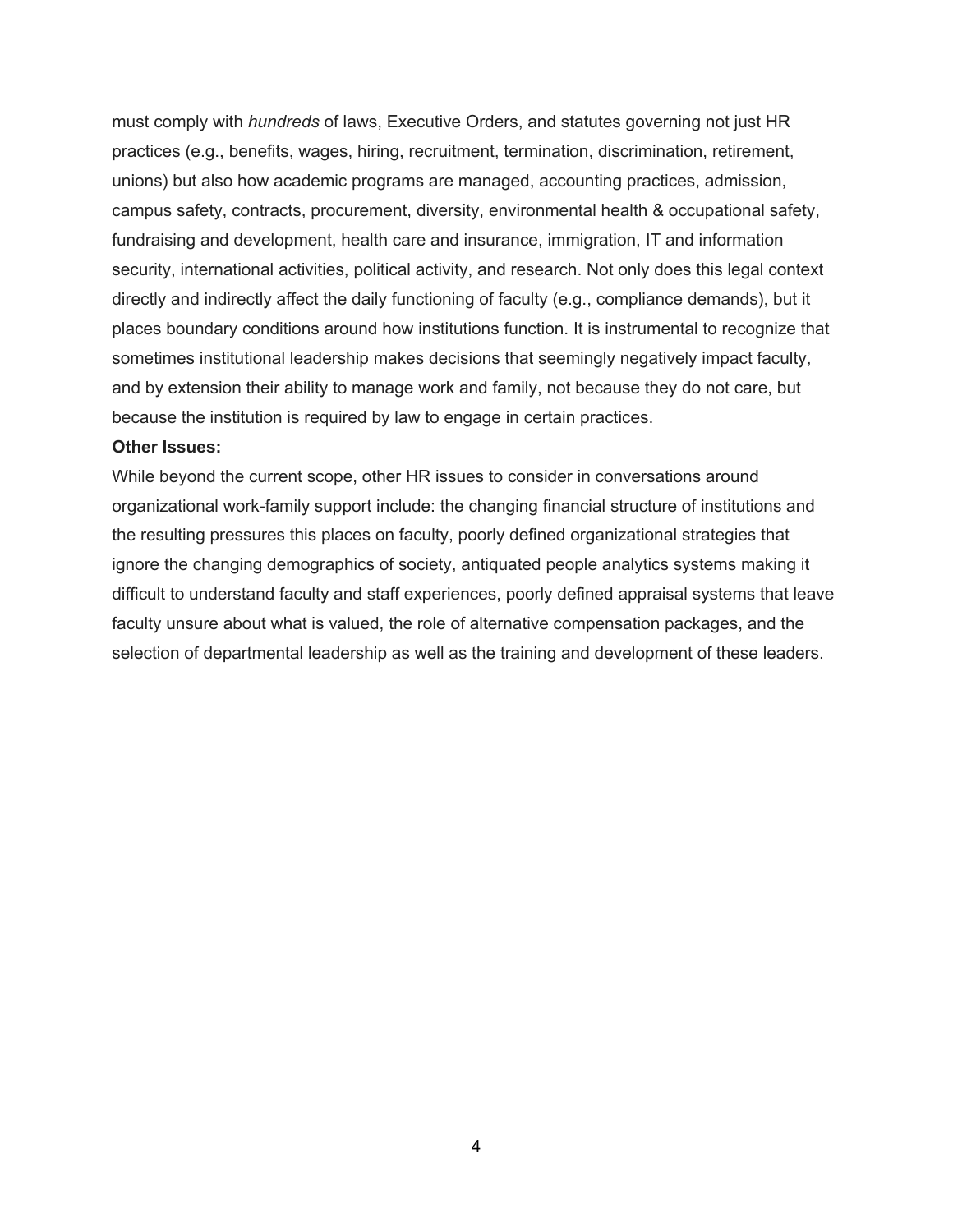must comply with *hundreds* of laws, Executive Orders, and statutes governing not just HR practices (e.g., benefits, wages, hiring, recruitment, termination, discrimination, retirement, unions) but also how academic programs are managed, accounting practices, admission, campus safety, contracts, procurement, diversity, environmental health & occupational safety, fundraising and development, health care and insurance, immigration, IT and information security, international activities, political activity, and research. Not only does this legal context directly and indirectly affect the daily functioning of faculty (e.g., compliance demands), but it places boundary conditions around how institutions function. It is instrumental to recognize that sometimes institutional leadership makes decisions that seemingly negatively impact faculty, and by extension their ability to manage work and family, not because they do not care, but because the institution is required by law to engage in certain practices.

**Other Issues:**

While beyond the current scope, other HR issues to consider in conversations around organizational work-family support include: the changing financial structure of institutions and the resulting pressures this places on faculty, poorly defined organizational strategies that ignore the changing demographics of society, antiquated people analytics systems making it difficult to understand faculty and staff experiences, poorly defined appraisal systems that leave faculty unsure about what is valued, the role of alternative compensation packages, and the selection of departmental leadership as well as the training and development of these leaders.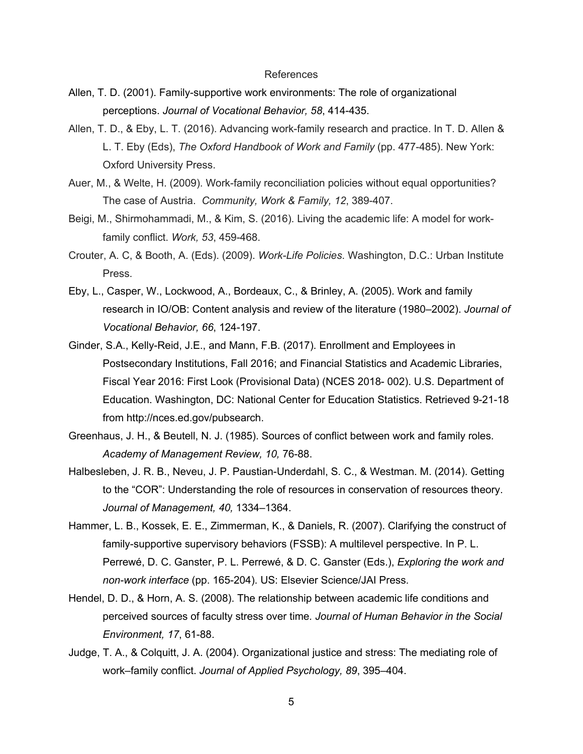# References

Allen, T. D. (2001). Family-supportive work environments: The role of organizational perceptions. *Journal of Vocational Behavior, 58*, 414-435.

Allen, T. D., & Eby, L. T. (2016). Advancing work-family research and practice. In T. D. Allen & L. T. Eby (Eds), *The Oxford Handbook of Work and Family* (pp. 477-485). New York: Oxford University Press.

Auer, M., & Welte, H. (2009). Work-family reconciliation policies without equal opportunities? The case of Austria. *Community, Work & Family, 12*, 389-407.

Beigi, M., Shirmohammadi, M., & Kim, S. (2016). Living the academic life: A model for work-family conflict. *Work, 53*, 459-468.

Crouter, A. C, & Booth, A. (Eds). (2009). *Work-Life Policies*. Washington, D.C.: Urban Institute Press.

Eby, L., Casper, W., Lockwood, A., Bordeaux, C., & Brinley, A. (2005). Work and family research in IO/OB: Content analysis and review of the literature (1980–2002). *Journal of Vocational Behavior, 66*, 124-197.

Ginder, S.A., Kelly-Reid, J.E., and Mann, F.B. (2017). Enrollment and Employees in Postsecondary Institutions, Fall 2016; and Financial Statistics and Academic Libraries, Fiscal Year 2016: First Look (Provisional Data) (NCES 2018- 002). U.S. Department of Education. Washington, DC: National Center for Education Statistics. Retrieved 9-21-18 from http://nces.ed.gov/pubsearch.

Greenhaus, J. H., & Beutell, N. J. (1985). Sources of conflict between work and family roles. *Academy of Management Review, 10,* 76-88.

Halbesleben, J. R. B., Neveu, J. P. Paustian-Underdahl, S. C., & Westman. M. (2014). Getting to the "COR": Understanding the role of resources in conservation of resources theory. *Journal of Management, 40,* 1334–1364.

Hammer, L. B., Kossek, E. E., Zimmerman, K., & Daniels, R. (2007). Clarifying the construct of family-supportive supervisory behaviors (FSSB): A multilevel perspective. In P. L. Perrewé, D. C. Ganster, P. L. Perrewé, & D. C. Ganster (Eds.), *Exploring the work and non-work interface* (pp. 165-204). US: Elsevier Science/JAI Press.

Hendel, D. D., & Horn, A. S. (2008). The relationship between academic life conditions and perceived sources of faculty stress over time. *Journal of Human Behavior in the Social Environment, 17*, 61-88.

Judge, T. A., & Colquitt, J. A. (2004). Organizational justice and stress: The mediating role of work–family conflict. *Journal of Applied Psychology, 89*, 395–404.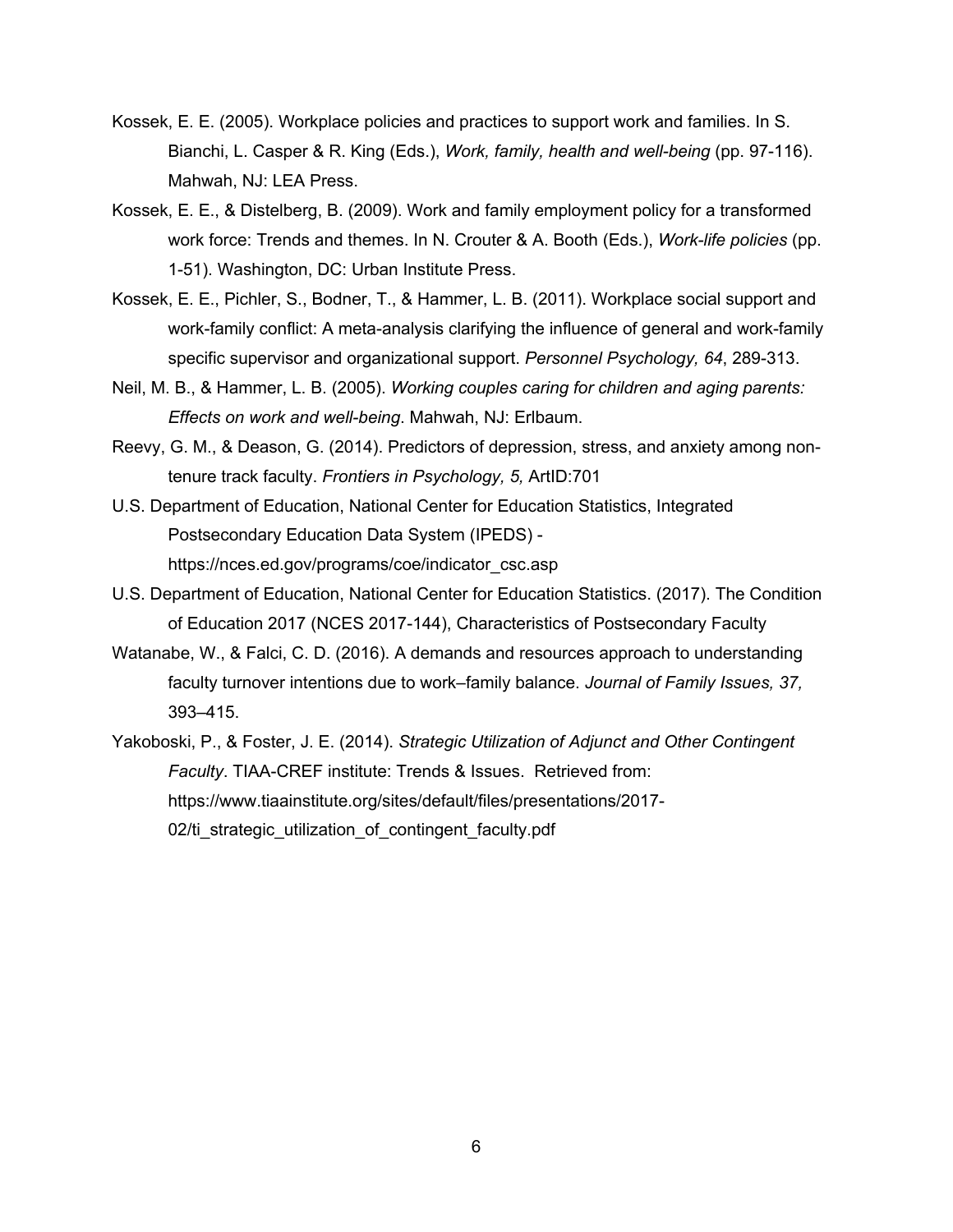Kossek, E. E. (2005). Workplace policies and practices to support work and families. In S. Bianchi, L. Casper & R. King (Eds.), *Work, family, health and well-being* (pp. 97-116). Mahwah, NJ: LEA Press.

Kossek, E. E., & Distelberg, B. (2009). Work and family employment policy for a transformed work force: Trends and themes. In N. Crouter & A. Booth (Eds.), *Work-life policies* (pp. 1-51). Washington, DC: Urban Institute Press.

Kossek, E. E., Pichler, S., Bodner, T., & Hammer, L. B. (2011). Workplace social support and work-family conflict: A meta-analysis clarifying the influence of general and work-family specific supervisor and organizational support. *Personnel Psychology, 64*, 289-313.

Neil, M. B., & Hammer, L. B. (2005). *Working couples caring for children and aging parents: Effects on work and well-being*. Mahwah, NJ: Erlbaum.

Reevy, G. M., & Deason, G. (2014). Predictors of depression, stress, and anxiety among non-tenure track faculty. *Frontiers in Psychology, 5,* ArtID:701

U.S. Department of Education, National Center for Education Statistics, Integrated Postsecondary Education Data System (IPEDS) - https://nces.ed.gov/programs/coe/indicator_csc.asp

U.S. Department of Education, National Center for Education Statistics. (2017). The Condition of Education 2017 (NCES 2017-144), Characteristics of Postsecondary Faculty

Watanabe, W., & Falci, C. D. (2016). A demands and resources approach to understanding faculty turnover intentions due to work–family balance. *Journal of Family Issues, 37,* 393–415.

Yakoboski, P., & Foster, J. E. (2014). *Strategic Utilization of Adjunct and Other Contingent Faculty*. TIAA-CREF institute: Trends & Issues. Retrieved from: https://www.tiaainstitute.org/sites/default/files/presentations/2017-02/ti_strategic_utilization_of_contingent_faculty.pdf